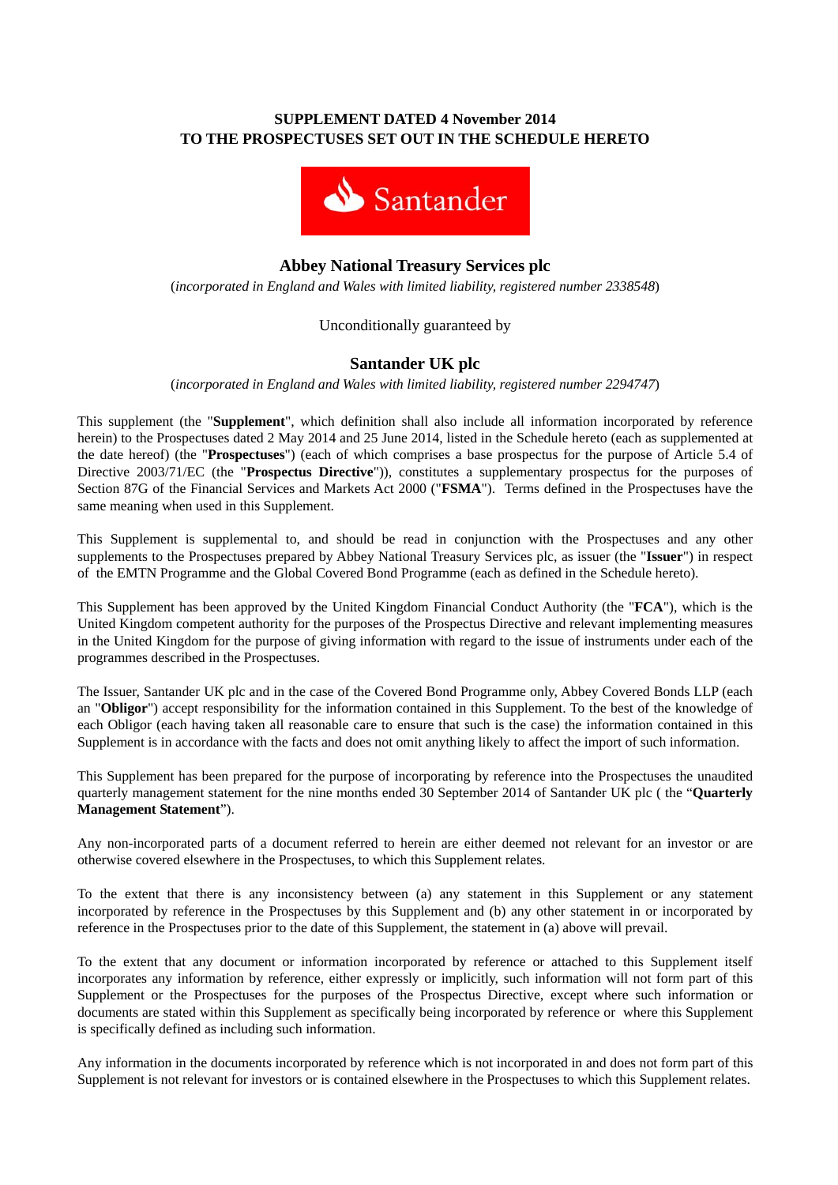**SUPPLEMENT DATED 4 November 2014**
**TO THE PROSPECTUSES SET OUT IN THE SCHEDULE HERETO**

## Abbey National Treasury Services plc

(*incorporated in England and Wales with limited liability, registered number 2338548*)

Unconditionally guaranteed by

## Santander UK plc

(*incorporated in England and Wales with limited liability, registered number 2294747*)

This supplement (the "**Supplement**", which definition shall also include all information incorporated by reference herein) to the Prospectuses dated 2 May 2014 and 25 June 2014, listed in the Schedule hereto (each as supplemented at the date hereof) (the "**Prospectuses**") (each of which comprises a base prospectus for the purpose of Article 5.4 of Directive 2003/71/EC (the "**Prospectus Directive**")), constitutes a supplementary prospectus for the purposes of Section 87G of the Financial Services and Markets Act 2000 ("**FSMA**"). Terms defined in the Prospectuses have the same meaning when used in this Supplement.

This Supplement is supplemental to, and should be read in conjunction with the Prospectuses and any other supplements to the Prospectuses prepared by Abbey National Treasury Services plc, as issuer (the "**Issuer**") in respect of the EMTN Programme and the Global Covered Bond Programme (each as defined in the Schedule hereto).

This Supplement has been approved by the United Kingdom Financial Conduct Authority (the "**FCA**"), which is the United Kingdom competent authority for the purposes of the Prospectus Directive and relevant implementing measures in the United Kingdom for the purpose of giving information with regard to the issue of instruments under each of the programmes described in the Prospectuses.

The Issuer, Santander UK plc and in the case of the Covered Bond Programme only, Abbey Covered Bonds LLP (each an "**Obligor**") accept responsibility for the information contained in this Supplement. To the best of the knowledge of each Obligor (each having taken all reasonable care to ensure that such is the case) the information contained in this Supplement is in accordance with the facts and does not omit anything likely to affect the import of such information.

This Supplement has been prepared for the purpose of incorporating by reference into the Prospectuses the unaudited quarterly management statement for the nine months ended 30 September 2014 of Santander UK plc ( the "**Quarterly Management Statement**").

Any non-incorporated parts of a document referred to herein are either deemed not relevant for an investor or are otherwise covered elsewhere in the Prospectuses, to which this Supplement relates.

To the extent that there is any inconsistency between (a) any statement in this Supplement or any statement incorporated by reference in the Prospectuses by this Supplement and (b) any other statement in or incorporated by reference in the Prospectuses prior to the date of this Supplement, the statement in (a) above will prevail.

To the extent that any document or information incorporated by reference or attached to this Supplement itself incorporates any information by reference, either expressly or implicitly, such information will not form part of this Supplement or the Prospectuses for the purposes of the Prospectus Directive, except where such information or documents are stated within this Supplement as specifically being incorporated by reference or where this Supplement is specifically defined as including such information.

Any information in the documents incorporated by reference which is not incorporated in and does not form part of this Supplement is not relevant for investors or is contained elsewhere in the Prospectuses to which this Supplement relates.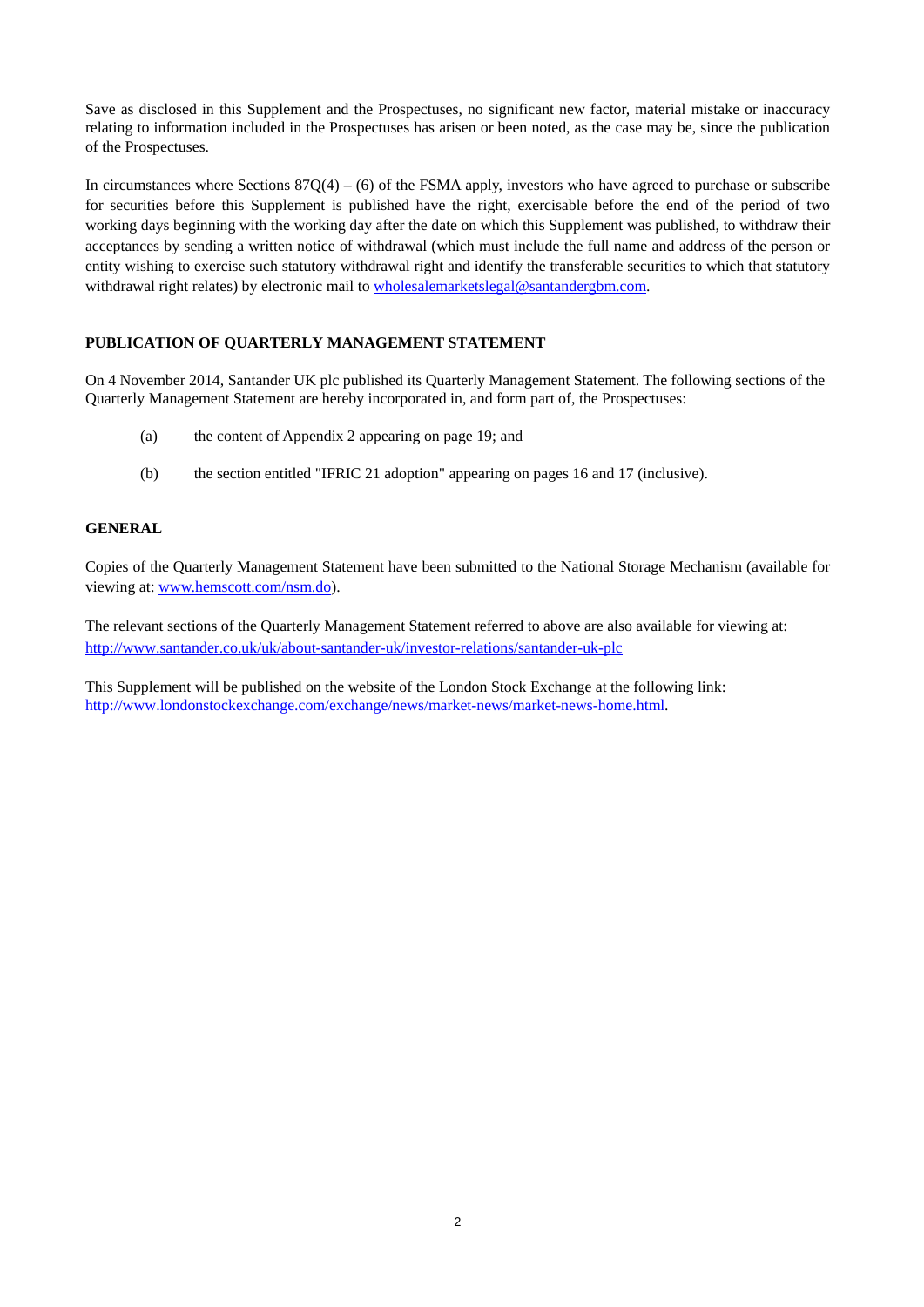Save as disclosed in this Supplement and the Prospectuses, no significant new factor, material mistake or inaccuracy relating to information included in the Prospectuses has arisen or been noted, as the case may be, since the publication of the Prospectuses.

In circumstances where Sections 87Q(4) – (6) of the FSMA apply, investors who have agreed to purchase or subscribe for securities before this Supplement is published have the right, exercisable before the end of the period of two working days beginning with the working day after the date on which this Supplement was published, to withdraw their acceptances by sending a written notice of withdrawal (which must include the full name and address of the person or entity wishing to exercise such statutory withdrawal right and identify the transferable securities to which that statutory withdrawal right relates) by electronic mail to wholesalemarketslegal@santandergbm.com.

**PUBLICATION OF QUARTERLY MANAGEMENT STATEMENT**

On 4 November 2014, Santander UK plc published its Quarterly Management Statement. The following sections of the Quarterly Management Statement are hereby incorporated in, and form part of, the Prospectuses:

(a) the content of Appendix 2 appearing on page 19; and

(b) the section entitled "IFRIC 21 adoption" appearing on pages 16 and 17 (inclusive).

**GENERAL**

Copies of the Quarterly Management Statement have been submitted to the National Storage Mechanism (available for viewing at: www.hemscott.com/nsm.do).

The relevant sections of the Quarterly Management Statement referred to above are also available for viewing at: http://www.santander.co.uk/uk/about-santander-uk/investor-relations/santander-uk-plc

This Supplement will be published on the website of the London Stock Exchange at the following link: http://www.londonstockexchange.com/exchange/news/market-news/market-news-home.html.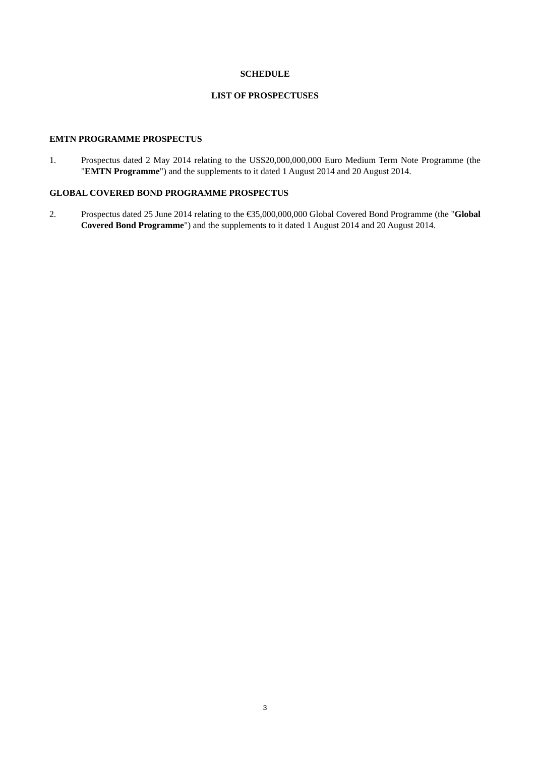# SCHEDULE

## LIST OF PROSPECTUSES

### EMTN PROGRAMME PROSPECTUS

1. Prospectus dated 2 May 2014 relating to the US$20,000,000,000 Euro Medium Term Note Programme (the "**EMTN Programme**") and the supplements to it dated 1 August 2014 and 20 August 2014.

### GLOBAL COVERED BOND PROGRAMME PROSPECTUS

2. Prospectus dated 25 June 2014 relating to the €35,000,000,000 Global Covered Bond Programme (the "**Global Covered Bond Programme**") and the supplements to it dated 1 August 2014 and 20 August 2014.